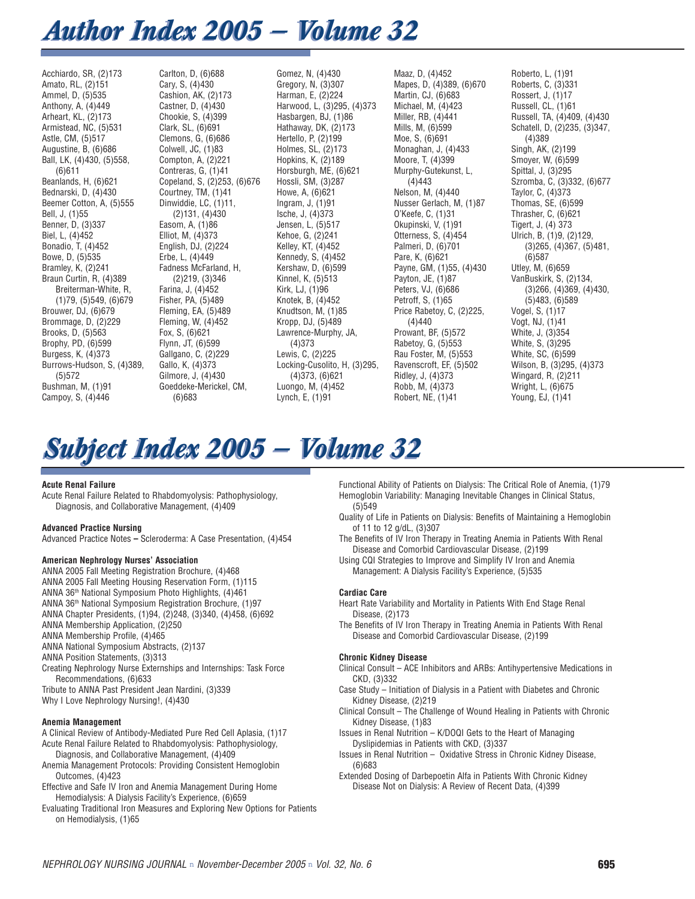# Author Index 2005 – Volume 32

Acchiardo, SR, (2)173
Amato, RL, (2)151
Ammel, D, (5)535
Anthony, A, (4)449
Arheart, KL, (2)173
Armistead, NC, (5)531
Astle, CM, (5)517
Augustine, B, (6)686
Ball, LK, (4)430, (5)558, (6)611
Beanlands, H, (6)621
Bednarski, D, (4)430
Beemer Cotton, A, (5)555
Bell, J, (1)55
Benner, D, (3)337
Biel, L, (4)452
Bonadio, T, (4)452
Bowe, D, (5)535
Bramley, K, (2)241
Braun Curtin, R, (4)389
Breiterman-White, R, (1)79, (5)549, (6)679
Brouwer, DJ, (6)679
Brommage, D, (2)229
Brooks, D, (5)563
Brophy, PD, (6)599
Burgess, K, (4)373
Burrows-Hudson, S, (4)389, (5)572
Bushman, M, (1)91
Campoy, S, (4)446
Carlton, D, (6)688
Cary, S, (4)430
Cashion, AK, (2)173
Castner, D, (4)430
Chookie, S, (4)399
Clark, SL, (6)691
Clemons, G, (6)686
Colwell, JC, (1)83
Compton, A, (2)221
Contreras, G, (1)41
Copeland, S, (2)253, (6)676
Courtney, TM, (1)41
Dinwiddie, LC, (1)11, (2)131, (4)430
Easom, A, (1)86
Elliot, M, (4)373
English, DJ, (2)224
Erbe, L, (4)449
Fadness McFarland, H, (2)219, (3)346
Farina, J, (4)452
Fisher, PA, (5)489
Fleming, EA, (5)489
Fleming, W, (4)452
Fox, S, (6)621
Flynn, JT, (6)599
Gallgano, C, (2)229
Gallo, K, (4)373
Gilmore, J, (4)430
Goeddeke-Merickel, CM, (6)683
Gomez, N, (4)430
Gregory, N, (3)307
Harman, E, (2)224
Harwood, L, (3)295, (4)373
Hasbargen, BJ, (1)86
Hathaway, DK, (2)173
Hertello, P, (2)199
Holmes, SL, (2)173
Hopkins, K, (2)189
Horsburgh, ME, (6)621
Hossli, SM, (3)287
Howe, A, (6)621
Ingram, J, (1)91
Ische, J, (4)373
Jensen, L, (5)517
Kehoe, G, (2)241
Kelley, KT, (4)452
Kennedy, S, (4)452
Kershaw, D, (6)599
Kinnel, K, (5)513
Kirk, LJ, (1)96
Knotek, B, (4)452
Knudtson, M, (1)85
Kropp, DJ, (5)489
Lawrence-Murphy, JA, (4)373
Lewis, C, (2)225
Locking-Cusolito, H, (3)295, (4)373, (6)621
Luongo, M, (4)452
Lynch, E, (1)91
Maaz, D, (4)452
Mapes, D, (4)389, (6)670
Martin, CJ, (6)683
Michael, M, (4)423
Miller, RB, (4)441
Mills, M, (6)599
Moe, S, (6)691
Monaghan, J, (4)433
Moore, T, (4)399
Murphy-Gutekunst, L, (4)443
Nelson, M, (4)440
Nusser Gerlach, M, (1)87
O'Keefe, C, (1)31
Okupinski, V, (1)91
Otterness, S, (4)454
Palmeri, D, (6)701
Pare, K, (6)621
Payne, GM, (1)55, (4)430
Payton, JE, (1)87
Peters, VJ, (6)686
Petroff, S, (1)65
Price Rabetoy, C, (2)225, (4)440
Prowant, BF, (5)572
Rabetoy, G, (5)553
Rau Foster, M, (5)553
Ravenscroft, EF, (5)502
Ridley, J, (4)373
Robb, M, (4)373
Robert, NE, (1)41
Roberto, L, (1)91
Roberts, C, (3)331
Rossert, J, (1)17
Russell, CL, (1)61
Russell, TA, (4)409, (4)430
Schatell, D, (2)235, (3)347, (4)389
Singh, AK, (2)199
Smoyer, W, (6)599
Spittal, J, (3)295
Szromba, C, (3)332, (6)677
Taylor, C, (4)373
Thomas, SE, (6)599
Thrasher, C, (6)621
Tigert, J, (4) 373
Ulrich, B, (1)9, (2)129, (3)265, (4)367, (5)481, (6)587
Utley, M, (6)659
VanBuskirk, S, (2)134, (3)266, (4)369, (4)430, (5)483, (6)589
Vogel, S, (1)17
Vogt, NJ, (1)41
White, J, (3)354
White, S, (3)295
White, SC, (6)599
Wilson, B, (3)295, (4)373
Wingard, R, (2)211
Wright, L, (6)675
Young, EJ, (1)41

# Subject Index 2005 – Volume 32

**Acute Renal Failure**

Acute Renal Failure Related to Rhabdomyolysis: Pathophysiology, Diagnosis, and Collaborative Management, (4)409

**Advanced Practice Nursing**

Advanced Practice Notes – Scleroderma: A Case Presentation, (4)454

**American Nephrology Nurses' Association**

ANNA 2005 Fall Meeting Registration Brochure, (4)468
ANNA 2005 Fall Meeting Housing Reservation Form, (1)115
ANNA 36th National Symposium Photo Highlights, (4)461
ANNA 36th National Symposium Registration Brochure, (1)97
ANNA Chapter Presidents, (1)94, (2)248, (3)340, (4)458, (6)692
ANNA Membership Application, (2)250
ANNA Membership Profile, (4)465
ANNA National Symposium Abstracts, (2)137
ANNA Position Statements, (3)313
Creating Nephrology Nurse Externships and Internships: Task Force Recommendations, (6)633
Tribute to ANNA Past President Jean Nardini, (3)339
Why I Love Nephrology Nursing!, (4)430

**Anemia Management**

A Clinical Review of Antibody-Mediated Pure Red Cell Aplasia, (1)17
Acute Renal Failure Related to Rhabdomyolysis: Pathophysiology, Diagnosis, and Collaborative Management, (4)409
Anemia Management Protocols: Providing Consistent Hemoglobin Outcomes, (4)423
Effective and Safe IV Iron and Anemia Management During Home Hemodialysis: A Dialysis Facility's Experience, (6)659
Evaluating Traditional Iron Measures and Exploring New Options for Patients on Hemodialysis, (1)65
Functional Ability of Patients on Dialysis: The Critical Role of Anemia, (1)79
Hemoglobin Variability: Managing Inevitable Changes in Clinical Status, (5)549
Quality of Life in Patients on Dialysis: Benefits of Maintaining a Hemoglobin of 11 to 12 g/dL, (3)307
The Benefits of IV Iron Therapy in Treating Anemia in Patients With Renal Disease and Comorbid Cardiovascular Disease, (2)199
Using CQI Strategies to Improve and Simplify IV Iron and Anemia Management: A Dialysis Facility's Experience, (5)535

**Cardiac Care**

Heart Rate Variability and Mortality in Patients With End Stage Renal Disease, (2)173
The Benefits of IV Iron Therapy in Treating Anemia in Patients With Renal Disease and Comorbid Cardiovascular Disease, (2)199

**Chronic Kidney Disease**

Clinical Consult – ACE Inhibitors and ARBs: Antihypertensive Medications in CKD, (3)332
Case Study – Initiation of Dialysis in a Patient with Diabetes and Chronic Kidney Disease, (2)219
Clinical Consult – The Challenge of Wound Healing in Patients with Chronic Kidney Disease, (1)83
Issues in Renal Nutrition – K/DOQI Gets to the Heart of Managing Dyslipidemias in Patients with CKD, (3)337
Issues in Renal Nutrition – Oxidative Stress in Chronic Kidney Disease, (6)683
Extended Dosing of Darbepoetin Alfa in Patients With Chronic Kidney Disease Not on Dialysis: A Review of Recent Data, (4)399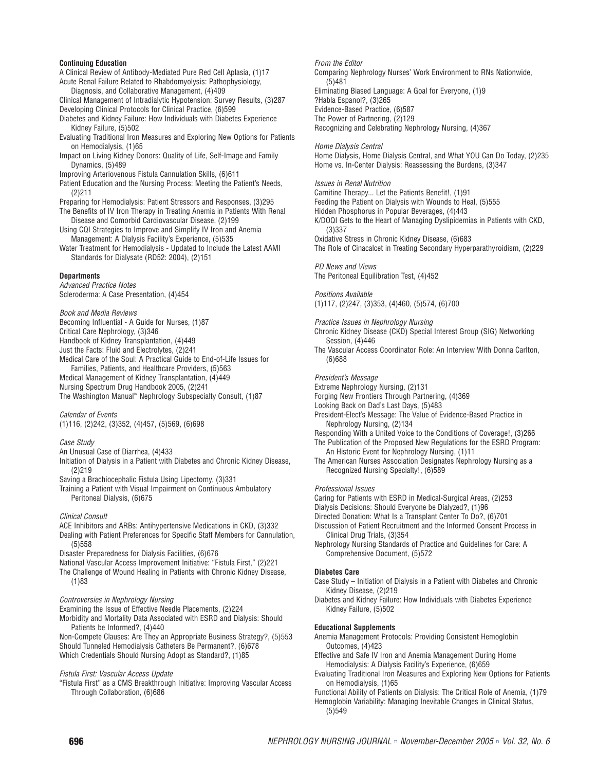**Continuing Education**

A Clinical Review of Antibody-Mediated Pure Red Cell Aplasia, (1)17
Acute Renal Failure Related to Rhabdomyolysis: Pathophysiology, Diagnosis, and Collaborative Management, (4)409
Clinical Management of Intradialytic Hypotension: Survey Results, (3)287
Developing Clinical Protocols for Clinical Practice, (6)599
Diabetes and Kidney Failure: How Individuals with Diabetes Experience Kidney Failure, (5)502
Evaluating Traditional Iron Measures and Exploring New Options for Patients on Hemodialysis, (1)65
Impact on Living Kidney Donors: Quality of Life, Self-Image and Family Dynamics, (5)489
Improving Arteriovenous Fistula Cannulation Skills, (6)611
Patient Education and the Nursing Process: Meeting the Patient's Needs, (2)211
Preparing for Hemodialysis: Patient Stressors and Responses, (3)295
The Benefits of IV Iron Therapy in Treating Anemia in Patients With Renal Disease and Comorbid Cardiovascular Disease, (2)199
Using CQI Strategies to Improve and Simplify IV Iron and Anemia Management: A Dialysis Facility's Experience, (5)535
Water Treatment for Hemodialysis - Updated to Include the Latest AAMI Standards for Dialysate (RD52: 2004), (2)151

**Departments**

*Advanced Practice Notes*
Scleroderma: A Case Presentation, (4)454

*Book and Media Reviews*
Becoming Influential - A Guide for Nurses, (1)87
Critical Care Nephrology, (3)346
Handbook of Kidney Transplantation, (4)449
Just the Facts: Fluid and Electrolytes, (2)241
Medical Care of the Soul: A Practical Guide to End-of-Life Issues for Families, Patients, and Healthcare Providers, (5)563
Medical Management of Kidney Transplantation, (4)449
Nursing Spectrum Drug Handbook 2005, (2)241
The Washington Manual™ Nephrology Subspecialty Consult, (1)87

*Calendar of Events*
(1)116, (2)242, (3)352, (4)457, (5)569, (6)698

*Case Study*
An Unusual Case of Diarrhea, (4)433
Initiation of Dialysis in a Patient with Diabetes and Chronic Kidney Disease, (2)219
Saving a Brachiocephalic Fistula Using Lipectomy, (3)331
Training a Patient with Visual Impairment on Continuous Ambulatory Peritoneal Dialysis, (6)675

*Clinical Consult*
ACE Inhibitors and ARBs: Antihypertensive Medications in CKD, (3)332
Dealing with Patient Preferences for Specific Staff Members for Cannulation, (5)558
Disaster Preparedness for Dialysis Facilities, (6)676
National Vascular Access Improvement Initiative: "Fistula First," (2)221
The Challenge of Wound Healing in Patients with Chronic Kidney Disease, (1)83

*Controversies in Nephrology Nursing*
Examining the Issue of Effective Needle Placements, (2)224
Morbidity and Mortality Data Associated with ESRD and Dialysis: Should Patients be Informed?, (4)440
Non-Compete Clauses: Are They an Appropriate Business Strategy?, (5)553
Should Tunneled Hemodialysis Catheters Be Permanent?, (6)678
Which Credentials Should Nursing Adopt as Standard?, (1)85

*Fistula First: Vascular Access Update*
"Fistula First" as a CMS Breakthrough Initiative: Improving Vascular Access Through Collaboration, (6)686

*From the Editor*
Comparing Nephrology Nurses' Work Environment to RNs Nationwide, (5)481
Eliminating Biased Language: A Goal for Everyone, (1)9
?Habla Espanol?, (3)265
Evidence-Based Practice, (6)587
The Power of Partnering, (2)129
Recognizing and Celebrating Nephrology Nursing, (4)367

*Home Dialysis Central*
Home Dialysis, Home Dialysis Central, and What YOU Can Do Today, (2)235
Home vs. In-Center Dialysis: Reassessing the Burdens, (3)347

*Issues in Renal Nutrition*
Carnitine Therapy... Let the Patients Benefit!, (1)91
Feeding the Patient on Dialysis with Wounds to Heal, (5)555
Hidden Phosphorus in Popular Beverages, (4)443
K/DOQI Gets to the Heart of Managing Dyslipidemias in Patients with CKD, (3)337
Oxidative Stress in Chronic Kidney Disease, (6)683
The Role of Cinacalcet in Treating Secondary Hyperparathyroidism, (2)229

*PD News and Views*
The Peritoneal Equilibration Test, (4)452

*Positions Available*
(1)117, (2)247, (3)353, (4)460, (5)574, (6)700

*Practice Issues in Nephrology Nursing*
Chronic Kidney Disease (CKD) Special Interest Group (SIG) Networking Session, (4)446
The Vascular Access Coordinator Role: An Interview With Donna Carlton, (6)688

*President's Message*
Extreme Nephrology Nursing, (2)131
Forging New Frontiers Through Partnering, (4)369
Looking Back on Dad's Last Days, (5)483
President-Elect's Message: The Value of Evidence-Based Practice in Nephrology Nursing, (2)134
Responding With a United Voice to the Conditions of Coverage!, (3)266
The Publication of the Proposed New Regulations for the ESRD Program: An Historic Event for Nephrology Nursing, (1)11
The American Nurses Association Designates Nephrology Nursing as a Recognized Nursing Specialty!, (6)589

*Professional Issues*
Caring for Patients with ESRD in Medical-Surgical Areas, (2)253
Dialysis Decisions: Should Everyone be Dialyzed?, (1)96
Directed Donation: What Is a Transplant Center To Do?, (6)701
Discussion of Patient Recruitment and the Informed Consent Process in Clinical Drug Trials, (3)354
Nephrology Nursing Standards of Practice and Guidelines for Care: A Comprehensive Document, (5)572

**Diabetes Care**

Case Study – Initiation of Dialysis in a Patient with Diabetes and Chronic Kidney Disease, (2)219
Diabetes and Kidney Failure: How Individuals with Diabetes Experience Kidney Failure, (5)502

**Educational Supplements**

Anemia Management Protocols: Providing Consistent Hemoglobin Outcomes, (4)423
Effective and Safe IV Iron and Anemia Management During Home Hemodialysis: A Dialysis Facility's Experience, (6)659
Evaluating Traditional Iron Measures and Exploring New Options for Patients on Hemodialysis, (1)65
Functional Ability of Patients on Dialysis: The Critical Role of Anemia, (1)79
Hemoglobin Variability: Managing Inevitable Changes in Clinical Status, (5)549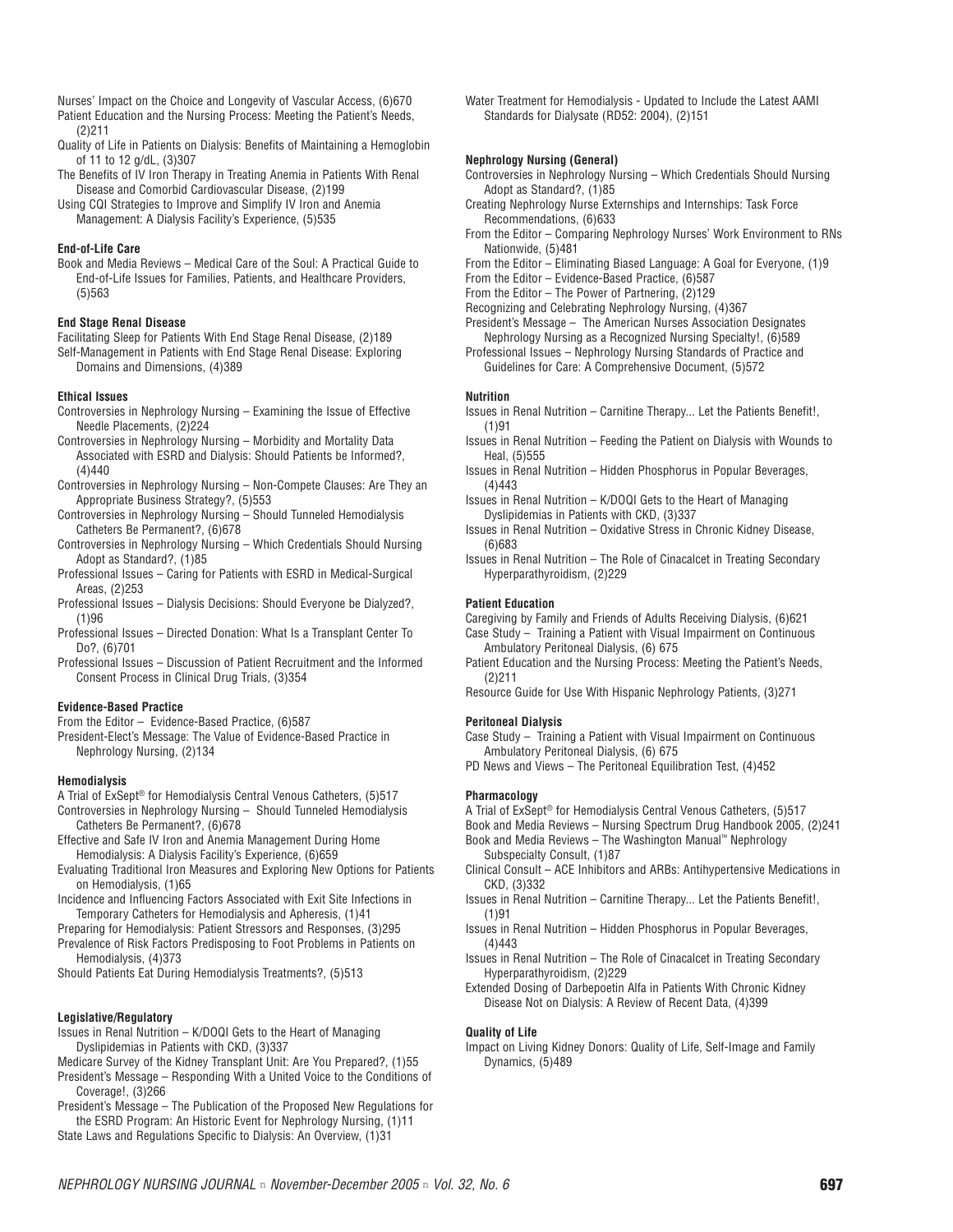Nurses' Impact on the Choice and Longevity of Vascular Access, (6)670

Patient Education and the Nursing Process: Meeting the Patient's Needs, (2)211

Quality of Life in Patients on Dialysis: Benefits of Maintaining a Hemoglobin of 11 to 12 g/dL, (3)307

The Benefits of IV Iron Therapy in Treating Anemia in Patients With Renal Disease and Comorbid Cardiovascular Disease, (2)199

Using CQI Strategies to Improve and Simplify IV Iron and Anemia Management: A Dialysis Facility's Experience, (5)535

**End-of-Life Care**

Book and Media Reviews – Medical Care of the Soul: A Practical Guide to End-of-Life Issues for Families, Patients, and Healthcare Providers, (5)563

**End Stage Renal Disease**

Facilitating Sleep for Patients With End Stage Renal Disease, (2)189

Self-Management in Patients with End Stage Renal Disease: Exploring Domains and Dimensions, (4)389

**Ethical Issues**

Controversies in Nephrology Nursing – Examining the Issue of Effective Needle Placements, (2)224

Controversies in Nephrology Nursing – Morbidity and Mortality Data Associated with ESRD and Dialysis: Should Patients be Informed?, (4)440

Controversies in Nephrology Nursing – Non-Compete Clauses: Are They an Appropriate Business Strategy?, (5)553

Controversies in Nephrology Nursing – Should Tunneled Hemodialysis Catheters Be Permanent?, (6)678

Controversies in Nephrology Nursing – Which Credentials Should Nursing Adopt as Standard?, (1)85

Professional Issues – Caring for Patients with ESRD in Medical-Surgical Areas, (2)253

Professional Issues – Dialysis Decisions: Should Everyone be Dialyzed?, (1)96

Professional Issues – Directed Donation: What Is a Transplant Center To Do?, (6)701

Professional Issues – Discussion of Patient Recruitment and the Informed Consent Process in Clinical Drug Trials, (3)354

**Evidence-Based Practice**

From the Editor – Evidence-Based Practice, (6)587

President-Elect's Message: The Value of Evidence-Based Practice in Nephrology Nursing, (2)134

**Hemodialysis**

A Trial of ExSept® for Hemodialysis Central Venous Catheters, (5)517

Controversies in Nephrology Nursing – Should Tunneled Hemodialysis Catheters Be Permanent?, (6)678

Effective and Safe IV Iron and Anemia Management During Home Hemodialysis: A Dialysis Facility's Experience, (6)659

Evaluating Traditional Iron Measures and Exploring New Options for Patients on Hemodialysis, (1)65

Incidence and Influencing Factors Associated with Exit Site Infections in Temporary Catheters for Hemodialysis and Apheresis, (1)41

Preparing for Hemodialysis: Patient Stressors and Responses, (3)295

Prevalence of Risk Factors Predisposing to Foot Problems in Patients on Hemodialysis, (4)373

Should Patients Eat During Hemodialysis Treatments?, (5)513

**Legislative/Regulatory**

Issues in Renal Nutrition – K/DOQI Gets to the Heart of Managing Dyslipidemias in Patients with CKD, (3)337

Medicare Survey of the Kidney Transplant Unit: Are You Prepared?, (1)55

President's Message – Responding With a United Voice to the Conditions of Coverage!, (3)266

President's Message – The Publication of the Proposed New Regulations for the ESRD Program: An Historic Event for Nephrology Nursing, (1)11

State Laws and Regulations Specific to Dialysis: An Overview, (1)31

Water Treatment for Hemodialysis - Updated to Include the Latest AAMI Standards for Dialysate (RD52: 2004), (2)151

**Nephrology Nursing (General)**

Controversies in Nephrology Nursing – Which Credentials Should Nursing Adopt as Standard?, (1)85

Creating Nephrology Nurse Externships and Internships: Task Force Recommendations, (6)633

From the Editor – Comparing Nephrology Nurses' Work Environment to RNs Nationwide, (5)481

From the Editor – Eliminating Biased Language: A Goal for Everyone, (1)9

From the Editor – Evidence-Based Practice, (6)587

From the Editor – The Power of Partnering, (2)129

Recognizing and Celebrating Nephrology Nursing, (4)367

President's Message – The American Nurses Association Designates Nephrology Nursing as a Recognized Nursing Specialty!, (6)589

Professional Issues – Nephrology Nursing Standards of Practice and Guidelines for Care: A Comprehensive Document, (5)572

**Nutrition**

Issues in Renal Nutrition – Carnitine Therapy... Let the Patients Benefit!, (1)91

Issues in Renal Nutrition – Feeding the Patient on Dialysis with Wounds to Heal, (5)555

Issues in Renal Nutrition – Hidden Phosphorus in Popular Beverages, (4)443

Issues in Renal Nutrition – K/DOQI Gets to the Heart of Managing Dyslipidemias in Patients with CKD, (3)337

Issues in Renal Nutrition – Oxidative Stress in Chronic Kidney Disease, (6)683

Issues in Renal Nutrition – The Role of Cinacalcet in Treating Secondary Hyperparathyroidism, (2)229

**Patient Education**

Caregiving by Family and Friends of Adults Receiving Dialysis, (6)621

Case Study – Training a Patient with Visual Impairment on Continuous Ambulatory Peritoneal Dialysis, (6) 675

Patient Education and the Nursing Process: Meeting the Patient's Needs, (2)211

Resource Guide for Use With Hispanic Nephrology Patients, (3)271

**Peritoneal Dialysis**

Case Study – Training a Patient with Visual Impairment on Continuous Ambulatory Peritoneal Dialysis, (6) 675

PD News and Views – The Peritoneal Equilibration Test, (4)452

**Pharmacology**

A Trial of ExSept® for Hemodialysis Central Venous Catheters, (5)517

Book and Media Reviews – Nursing Spectrum Drug Handbook 2005, (2)241

Book and Media Reviews – The Washington Manual™ Nephrology Subspecialty Consult, (1)87

Clinical Consult – ACE Inhibitors and ARBs: Antihypertensive Medications in CKD, (3)332

Issues in Renal Nutrition – Carnitine Therapy... Let the Patients Benefit!, (1)91

Issues in Renal Nutrition – Hidden Phosphorus in Popular Beverages, (4)443

Issues in Renal Nutrition – The Role of Cinacalcet in Treating Secondary Hyperparathyroidism, (2)229

Extended Dosing of Darbepoetin Alfa in Patients With Chronic Kidney Disease Not on Dialysis: A Review of Recent Data, (4)399

**Quality of Life**

Impact on Living Kidney Donors: Quality of Life, Self-Image and Family Dynamics, (5)489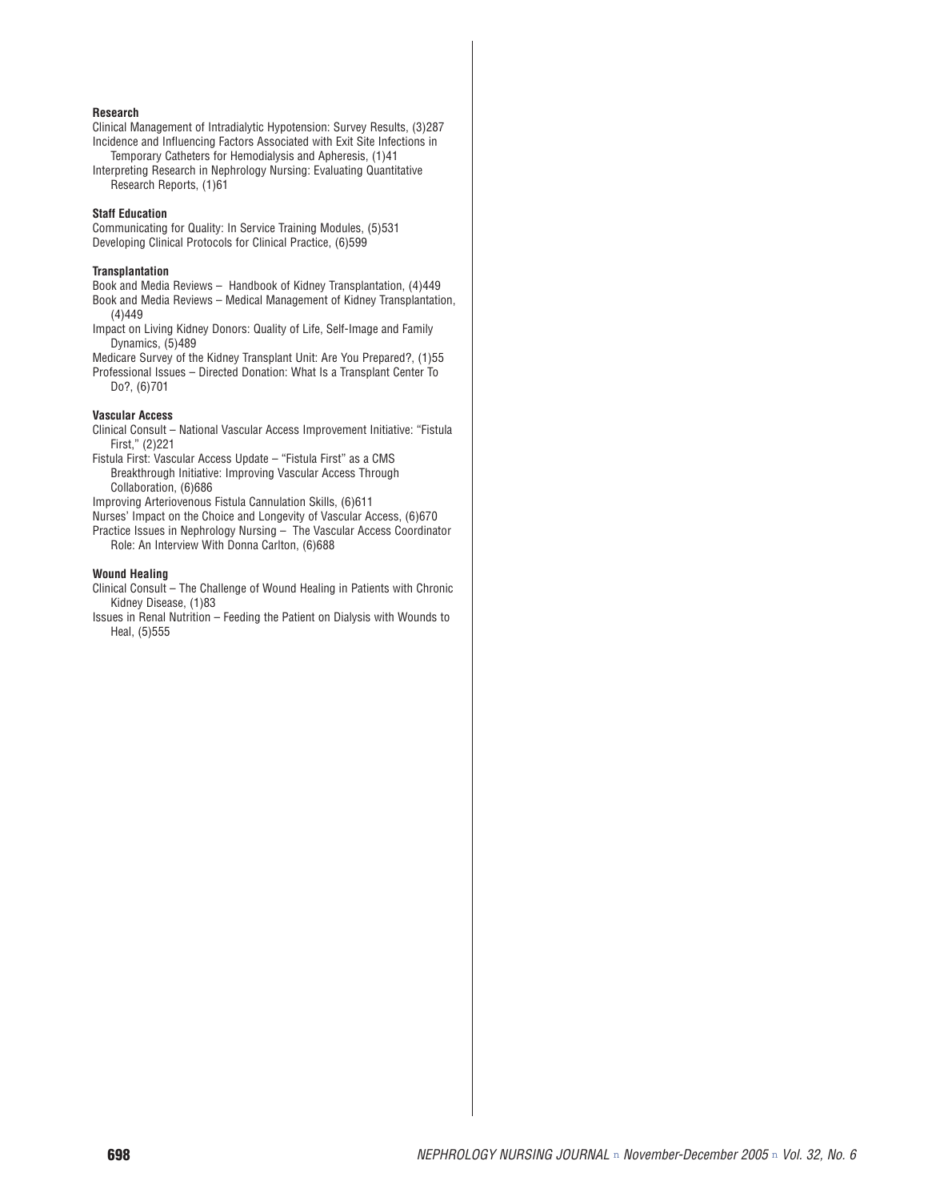**Research**

Clinical Management of Intradialytic Hypotension: Survey Results, (3)287

Incidence and Influencing Factors Associated with Exit Site Infections in Temporary Catheters for Hemodialysis and Apheresis, (1)41

Interpreting Research in Nephrology Nursing: Evaluating Quantitative Research Reports, (1)61

**Staff Education**

Communicating for Quality: In Service Training Modules, (5)531

Developing Clinical Protocols for Clinical Practice, (6)599

**Transplantation**

Book and Media Reviews – Handbook of Kidney Transplantation, (4)449

Book and Media Reviews – Medical Management of Kidney Transplantation, (4)449

Impact on Living Kidney Donors: Quality of Life, Self-Image and Family Dynamics, (5)489

Medicare Survey of the Kidney Transplant Unit: Are You Prepared?, (1)55

Professional Issues – Directed Donation: What Is a Transplant Center To Do?, (6)701

**Vascular Access**

Clinical Consult – National Vascular Access Improvement Initiative: "Fistula First," (2)221

Fistula First: Vascular Access Update – "Fistula First" as a CMS Breakthrough Initiative: Improving Vascular Access Through Collaboration, (6)686

Improving Arteriovenous Fistula Cannulation Skills, (6)611

Nurses' Impact on the Choice and Longevity of Vascular Access, (6)670

Practice Issues in Nephrology Nursing – The Vascular Access Coordinator Role: An Interview With Donna Carlton, (6)688

**Wound Healing**

Clinical Consult – The Challenge of Wound Healing in Patients with Chronic Kidney Disease, (1)83

Issues in Renal Nutrition – Feeding the Patient on Dialysis with Wounds to Heal, (5)555